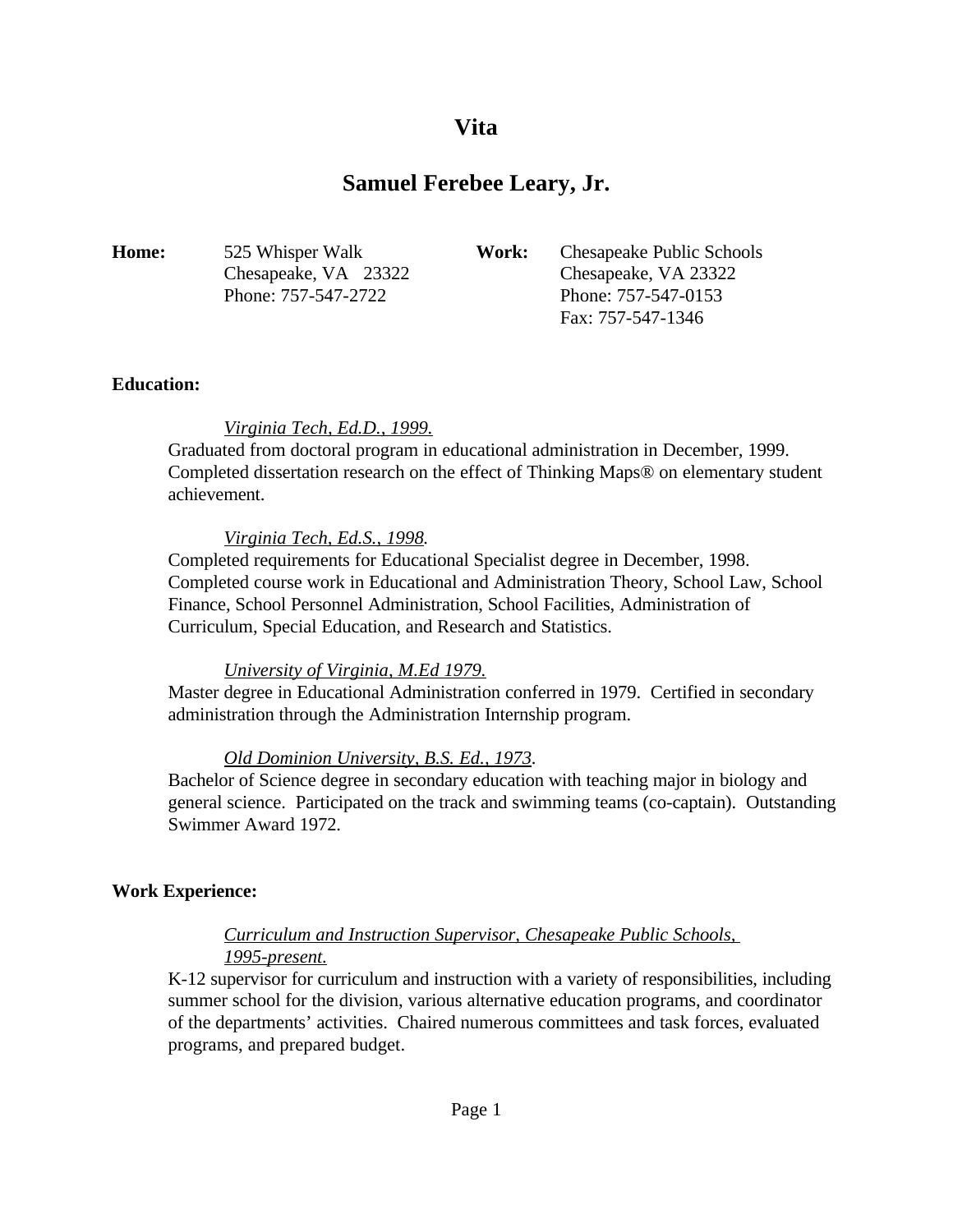# Vita

## Samuel Ferebee Leary, Jr.

**Home:**
525 Whisper Walk
Chesapeake, VA 23322
Phone: 757-547-2722

**Work:**
Chesapeake Public Schools
Chesapeake, VA 23322
Phone: 757-547-0153
Fax: 757-547-1346

**Education:**

*Virginia Tech, Ed.D., 1999.*
Graduated from doctoral program in educational administration in December, 1999. Completed dissertation research on the effect of Thinking Maps® on elementary student achievement.

*Virginia Tech, Ed.S., 1998.*
Completed requirements for Educational Specialist degree in December, 1998. Completed course work in Educational and Administration Theory, School Law, School Finance, School Personnel Administration, School Facilities, Administration of Curriculum, Special Education, and Research and Statistics.

*University of Virginia, M.Ed 1979.*
Master degree in Educational Administration conferred in 1979. Certified in secondary administration through the Administration Internship program.

*Old Dominion University, B.S. Ed., 1973.*
Bachelor of Science degree in secondary education with teaching major in biology and general science. Participated on the track and swimming teams (co-captain). Outstanding Swimmer Award 1972.

**Work Experience:**

*Curriculum and Instruction Supervisor, Chesapeake Public Schools, 1995-present.*
K-12 supervisor for curriculum and instruction with a variety of responsibilities, including summer school for the division, various alternative education programs, and coordinator of the departments' activities. Chaired numerous committees and task forces, evaluated programs, and prepared budget.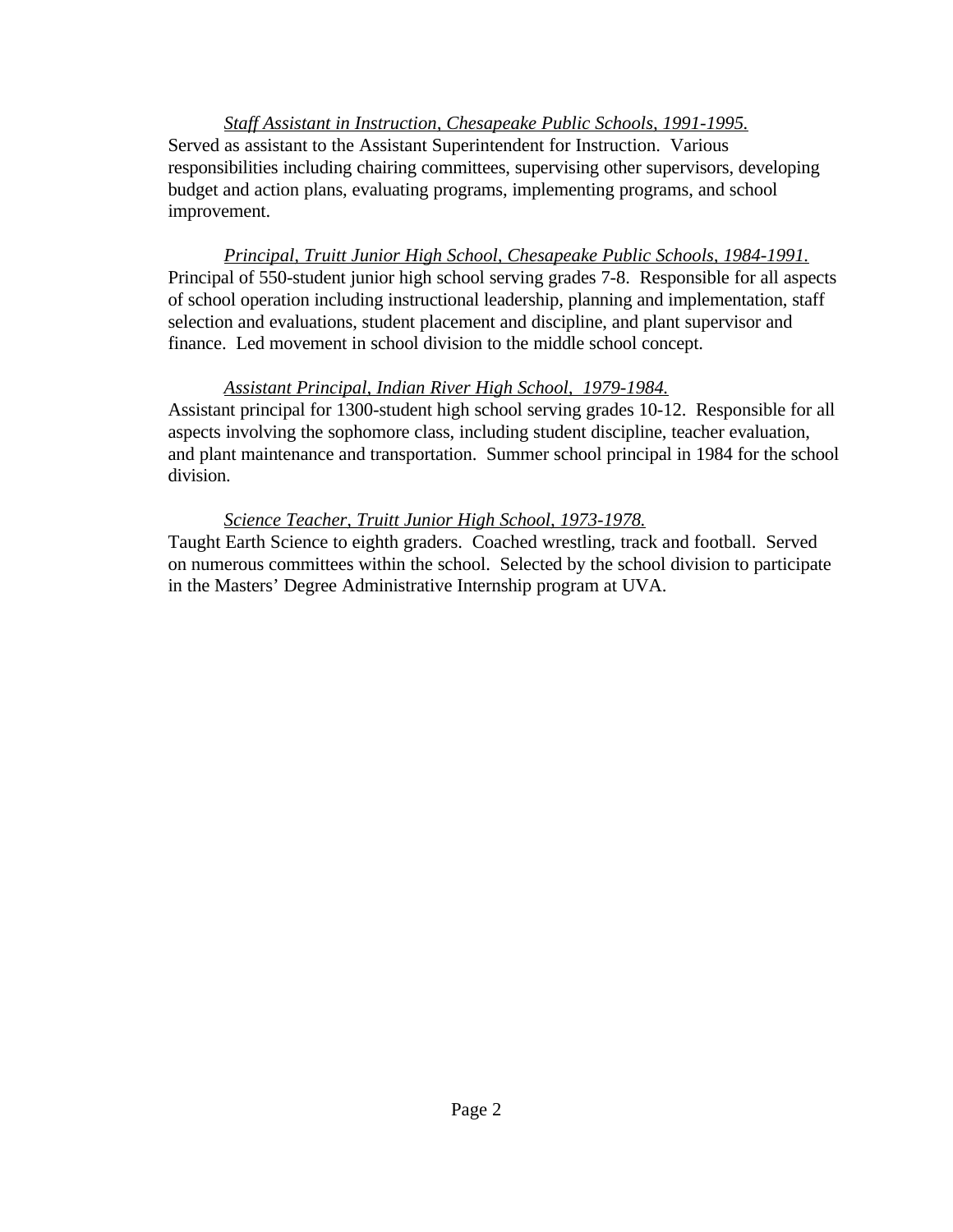*Staff Assistant in Instruction, Chesapeake Public Schools, 1991-1995.*
Served as assistant to the Assistant Superintendent for Instruction. Various responsibilities including chairing committees, supervising other supervisors, developing budget and action plans, evaluating programs, implementing programs, and school improvement.

*Principal, Truitt Junior High School, Chesapeake Public Schools, 1984-1991.*
Principal of 550-student junior high school serving grades 7-8. Responsible for all aspects of school operation including instructional leadership, planning and implementation, staff selection and evaluations, student placement and discipline, and plant supervisor and finance. Led movement in school division to the middle school concept.

*Assistant Principal, Indian River High School, 1979-1984.*
Assistant principal for 1300-student high school serving grades 10-12. Responsible for all aspects involving the sophomore class, including student discipline, teacher evaluation, and plant maintenance and transportation. Summer school principal in 1984 for the school division.

*Science Teacher, Truitt Junior High School, 1973-1978.*
Taught Earth Science to eighth graders. Coached wrestling, track and football. Served on numerous committees within the school. Selected by the school division to participate in the Masters' Degree Administrative Internship program at UVA.